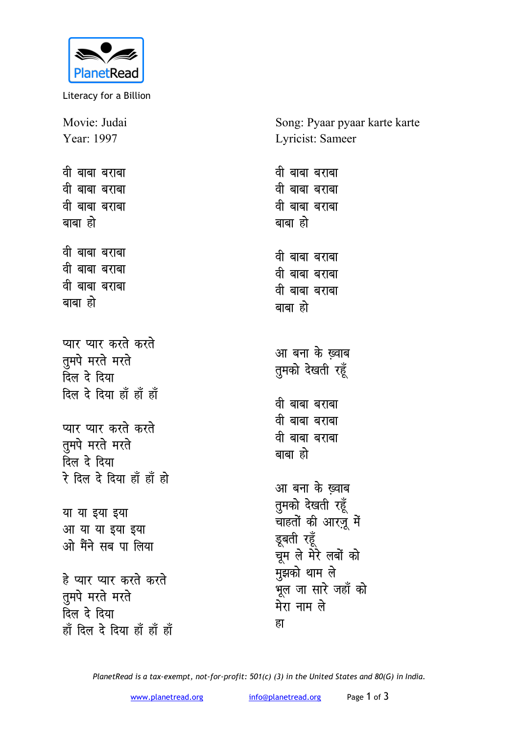PlanetRead

Literacy for a Billion

Movie: Judai
Year: 1997

Song: Pyaar pyaar karte karte
Lyricist: Sameer

वी बाबा बराबा
वी बाबा बराबा
वी बाबा बराबा
बाबा हो

वी बाबा बराबा
वी बाबा बराबा
वी बाबा बराबा
बाबा हो

प्यार प्यार करते करते
तुमपे मरते मरते
दिल दे दिया
दिल दे दिया हाँ हाँ हाँ

प्यार प्यार करते करते
तुमपे मरते मरते
दिल दे दिया
रे दिल दे दिया हाँ हाँ हो

या या इया इया
आ या या इया इया
ओ मैंने सब पा लिया

हे प्यार प्यार करते करते
तुमपे मरते मरते
दिल दे दिया
हाँ दिल दे दिया हाँ हाँ हाँ

वी बाबा बराबा
वी बाबा बराबा
वी बाबा बराबा
बाबा हो

वी बाबा बराबा
वी बाबा बराबा
वी बाबा बराबा
बाबा हो

आ बना के ख़्वाब
तुमको देखती रहूँ

वी बाबा बराबा
वी बाबा बराबा
वी बाबा बराबा
बाबा हो

आ बना के ख़्वाब
तुमको देखती रहूँ
चाहतों की आरज़ू में
डूबती रहूँ
चूम ले मेरे लबों को
मुझको थाम ले
भूल जा सारे जहाँ को
मेरा नाम ले
हा

*PlanetRead is a tax-exempt, not-for-profit: 501(c) (3) in the United States and 80(G) in India.*

www.planetread.org info@planetread.org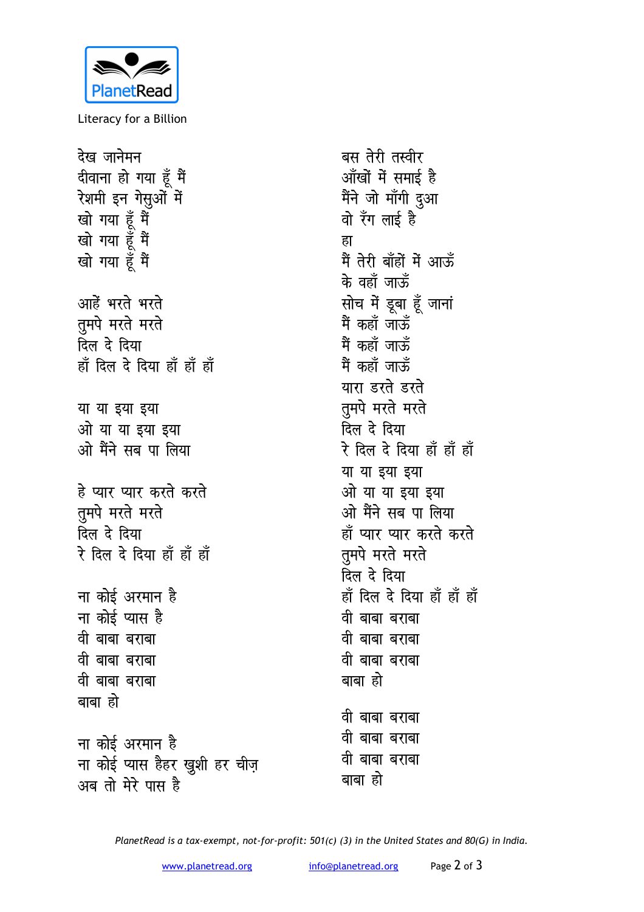देख जानेमन
दीवाना हो गया हूँ मैं
रेशमी इन गेसुओं में
खो गया हूँ मैं
खो गया हूँ मैं
खो गया हूँ मैं

आहें भरते भरते
तुमपे मरते मरते
दिल दे दिया
हाँ दिल दे दिया हाँ हाँ हाँ

या या इया इया
ओ या या इया इया
ओ मैंने सब पा लिया

हे प्यार प्यार करते करते
तुमपे मरते मरते
दिल दे दिया
रे दिल दे दिया हाँ हाँ हाँ

ना कोई अरमान है
ना कोई प्यास है
वी बाबा बराबा
वी बाबा बराबा
वी बाबा बराबा
बाबा हो

ना कोई अरमान है
ना कोई प्यास हैहर ख़ुशी हर चीज़
अब तो मेरे पास है

बस तेरी तस्वीर
आँखों में समाई है
मैंने जो माँगी दुआ
वो रँग लाई है
हा
मैं तेरी बाँहों में आऊँ
के वहाँ जाऊँ
सोच में डूबा हूँ जानां
मैं कहाँ जाऊँ
मैं कहाँ जाऊँ
मैं कहाँ जाऊँ
यारा डरते डरते
तुमपे मरते मरते
दिल दे दिया
रे दिल दे दिया हाँ हाँ हाँ
या या इया इया
ओ या या इया इया
ओ मैंने सब पा लिया
हाँ प्यार प्यार करते करते
तुमपे मरते मरते
दिल दे दिया
हाँ दिल दे दिया हाँ हाँ हाँ
वी बाबा बराबा
वी बाबा बराबा
वी बाबा बराबा
बाबा हो

वी बाबा बराबा
वी बाबा बराबा
वी बाबा बराबा
बाबा हो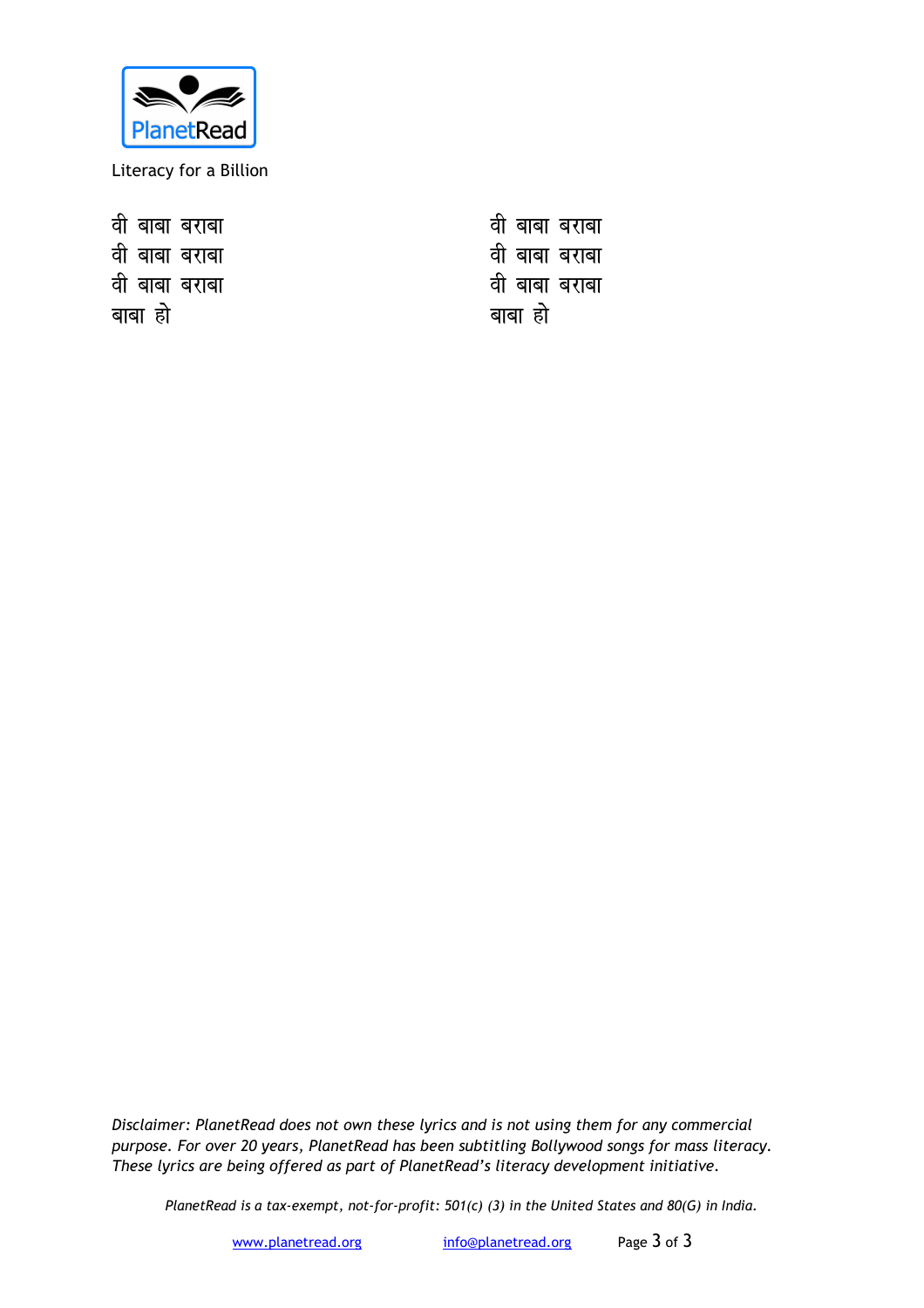वी बाबा बराबा
वी बाबा बराबा
वी बाबा बराबा
बाबा हो

वी बाबा बराबा
वी बाबा बराबा
वी बाबा बराबा
बाबा हो

*Disclaimer: PlanetRead does not own these lyrics and is not using them for any commercial purpose. For over 20 years, PlanetRead has been subtitling Bollywood songs for mass literacy. These lyrics are being offered as part of PlanetRead's literacy development initiative.*

*PlanetRead is a tax-exempt, not-for-profit: 501(c) (3) in the United States and 80(G) in India.*